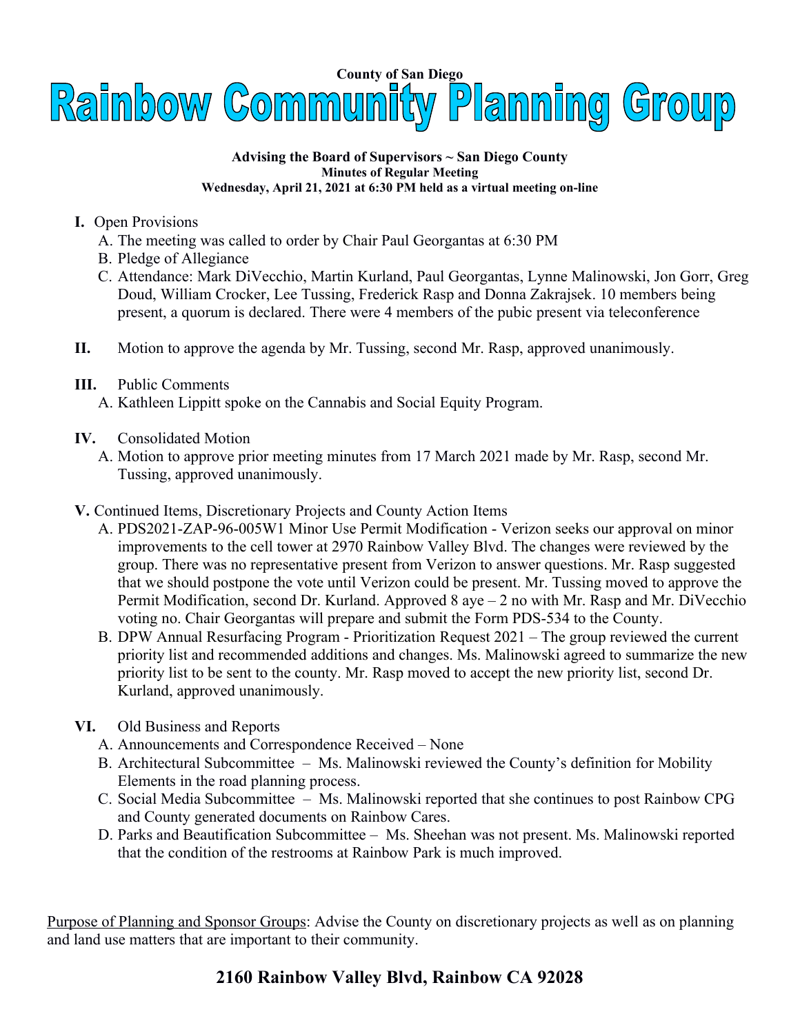**County of San Diego**

# Rainbow Community Planning Group

**Advising the Board of Supervisors ~ San Diego County**
**Minutes of Regular Meeting**
**Wednesday, April 21, 2021 at 6:30 PM held as a virtual meeting on-line**

**I.** Open Provisions

A. The meeting was called to order by Chair Paul Georgantas at 6:30 PM
B. Pledge of Allegiance
C. Attendance: Mark DiVecchio, Martin Kurland, Paul Georgantas, Lynne Malinowski, Jon Gorr, Greg Doud, William Crocker, Lee Tussing, Frederick Rasp and Donna Zakrajsek. 10 members being present, a quorum is declared. There were 4 members of the pubic present via teleconference

**II.** Motion to approve the agenda by Mr. Tussing, second Mr. Rasp, approved unanimously.

**III.** Public Comments

A. Kathleen Lippitt spoke on the Cannabis and Social Equity Program.

**IV.** Consolidated Motion

A. Motion to approve prior meeting minutes from 17 March 2021 made by Mr. Rasp, second Mr. Tussing, approved unanimously.

**V.** Continued Items, Discretionary Projects and County Action Items

A. PDS2021-ZAP-96-005W1 Minor Use Permit Modification - Verizon seeks our approval on minor improvements to the cell tower at 2970 Rainbow Valley Blvd. The changes were reviewed by the group. There was no representative present from Verizon to answer questions. Mr. Rasp suggested that we should postpone the vote until Verizon could be present. Mr. Tussing moved to approve the Permit Modification, second Dr. Kurland. Approved 8 aye – 2 no with Mr. Rasp and Mr. DiVecchio voting no. Chair Georgantas will prepare and submit the Form PDS-534 to the County.
B. DPW Annual Resurfacing Program - Prioritization Request 2021 – The group reviewed the current priority list and recommended additions and changes. Ms. Malinowski agreed to summarize the new priority list to be sent to the county. Mr. Rasp moved to accept the new priority list, second Dr. Kurland, approved unanimously.

**VI.** Old Business and Reports

A. Announcements and Correspondence Received – None
B. Architectural Subcommittee – Ms. Malinowski reviewed the County's definition for Mobility Elements in the road planning process.
C. Social Media Subcommittee – Ms. Malinowski reported that she continues to post Rainbow CPG and County generated documents on Rainbow Cares.
D. Parks and Beautification Subcommittee – Ms. Sheehan was not present. Ms. Malinowski reported that the condition of the restrooms at Rainbow Park is much improved.

Purpose of Planning and Sponsor Groups: Advise the County on discretionary projects as well as on planning and land use matters that are important to their community.

**2160 Rainbow Valley Blvd, Rainbow CA 92028**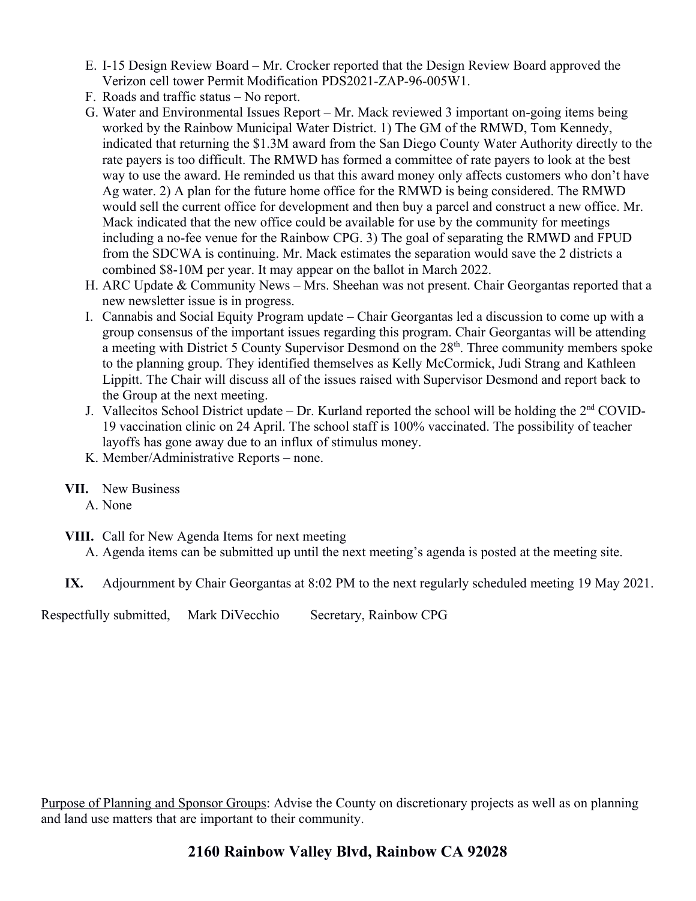E. I-15 Design Review Board – Mr. Crocker reported that the Design Review Board approved the Verizon cell tower Permit Modification PDS2021-ZAP-96-005W1.

F. Roads and traffic status – No report.

G. Water and Environmental Issues Report – Mr. Mack reviewed 3 important on-going items being worked by the Rainbow Municipal Water District. 1) The GM of the RMWD, Tom Kennedy, indicated that returning the $1.3M award from the San Diego County Water Authority directly to the rate payers is too difficult. The RMWD has formed a committee of rate payers to look at the best way to use the award. He reminded us that this award money only affects customers who don't have Ag water. 2) A plan for the future home office for the RMWD is being considered. The RMWD would sell the current office for development and then buy a parcel and construct a new office. Mr. Mack indicated that the new office could be available for use by the community for meetings including a no-fee venue for the Rainbow CPG. 3) The goal of separating the RMWD and FPUD from the SDCWA is continuing. Mr. Mack estimates the separation would save the 2 districts a combined $8-10M per year. It may appear on the ballot in March 2022.

H. ARC Update & Community News – Mrs. Sheehan was not present. Chair Georgantas reported that a new newsletter issue is in progress.

I. Cannabis and Social Equity Program update – Chair Georgantas led a discussion to come up with a group consensus of the important issues regarding this program. Chair Georgantas will be attending a meeting with District 5 County Supervisor Desmond on the 28th. Three community members spoke to the planning group. They identified themselves as Kelly McCormick, Judi Strang and Kathleen Lippitt. The Chair will discuss all of the issues raised with Supervisor Desmond and report back to the Group at the next meeting.

J. Vallecitos School District update – Dr. Kurland reported the school will be holding the 2nd COVID-19 vaccination clinic on 24 April. The school staff is 100% vaccinated. The possibility of teacher layoffs has gone away due to an influx of stimulus money.

K. Member/Administrative Reports – none.

**VII.** New Business

A. None

**VIII.** Call for New Agenda Items for next meeting

A. Agenda items can be submitted up until the next meeting's agenda is posted at the meeting site.

**IX.** Adjournment by Chair Georgantas at 8:02 PM to the next regularly scheduled meeting 19 May 2021.

Respectfully submitted, Mark DiVecchio Secretary, Rainbow CPG

Purpose of Planning and Sponsor Groups: Advise the County on discretionary projects as well as on planning and land use matters that are important to their community.

**2160 Rainbow Valley Blvd, Rainbow CA 92028**